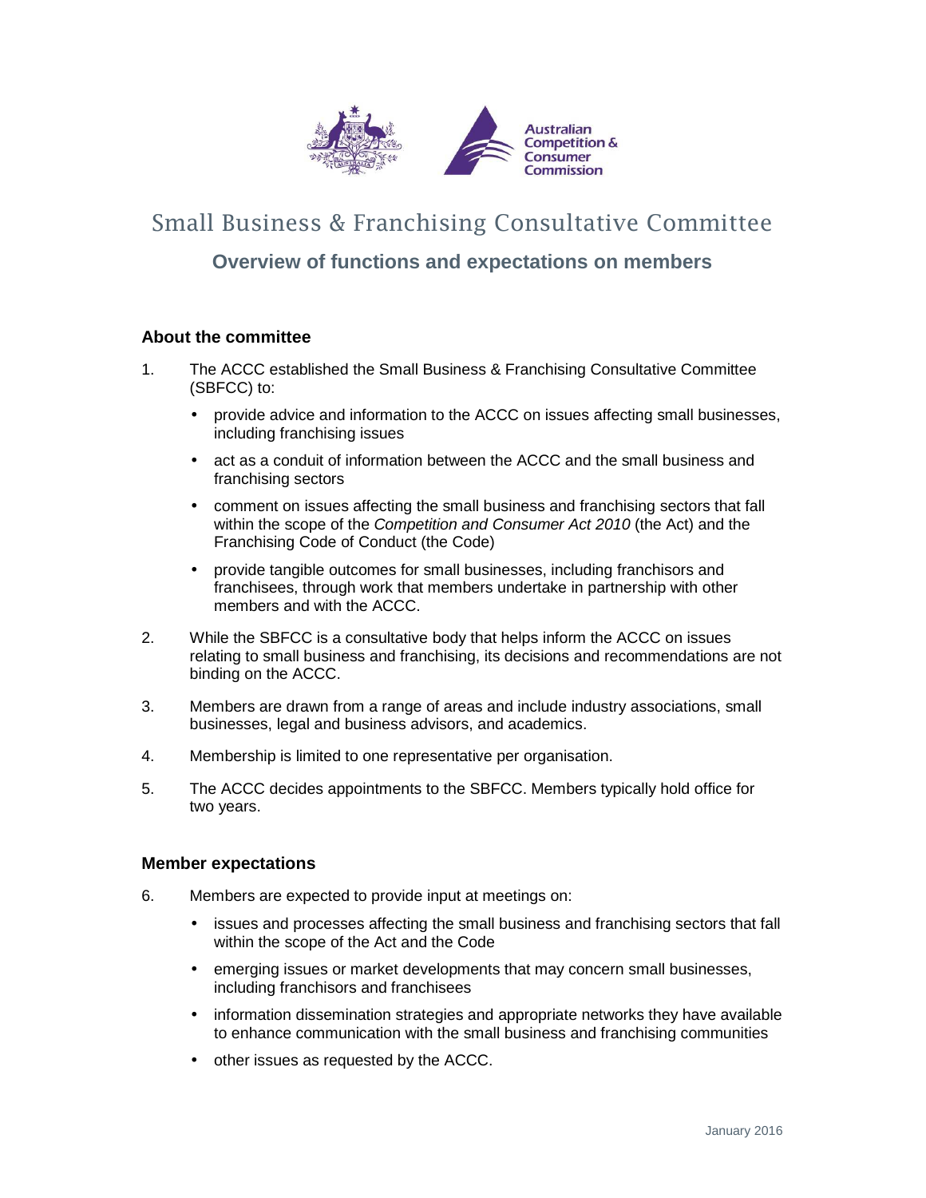# Small Business & Franchising Consultative Committee

## Overview of functions and expectations on members

### About the committee

1. The ACCC established the Small Business & Franchising Consultative Committee (SBFCC) to:
   - provide advice and information to the ACCC on issues affecting small businesses, including franchising issues
   - act as a conduit of information between the ACCC and the small business and franchising sectors
   - comment on issues affecting the small business and franchising sectors that fall within the scope of the *Competition and Consumer Act 2010* (the Act) and the Franchising Code of Conduct (the Code)
   - provide tangible outcomes for small businesses, including franchisors and franchisees, through work that members undertake in partnership with other members and with the ACCC.
2. While the SBFCC is a consultative body that helps inform the ACCC on issues relating to small business and franchising, its decisions and recommendations are not binding on the ACCC.
3. Members are drawn from a range of areas and include industry associations, small businesses, legal and business advisors, and academics.
4. Membership is limited to one representative per organisation.
5. The ACCC decides appointments to the SBFCC. Members typically hold office for two years.

### Member expectations

6. Members are expected to provide input at meetings on:
   - issues and processes affecting the small business and franchising sectors that fall within the scope of the Act and the Code
   - emerging issues or market developments that may concern small businesses, including franchisors and franchisees
   - information dissemination strategies and appropriate networks they have available to enhance communication with the small business and franchising communities
   - other issues as requested by the ACCC.

January 2016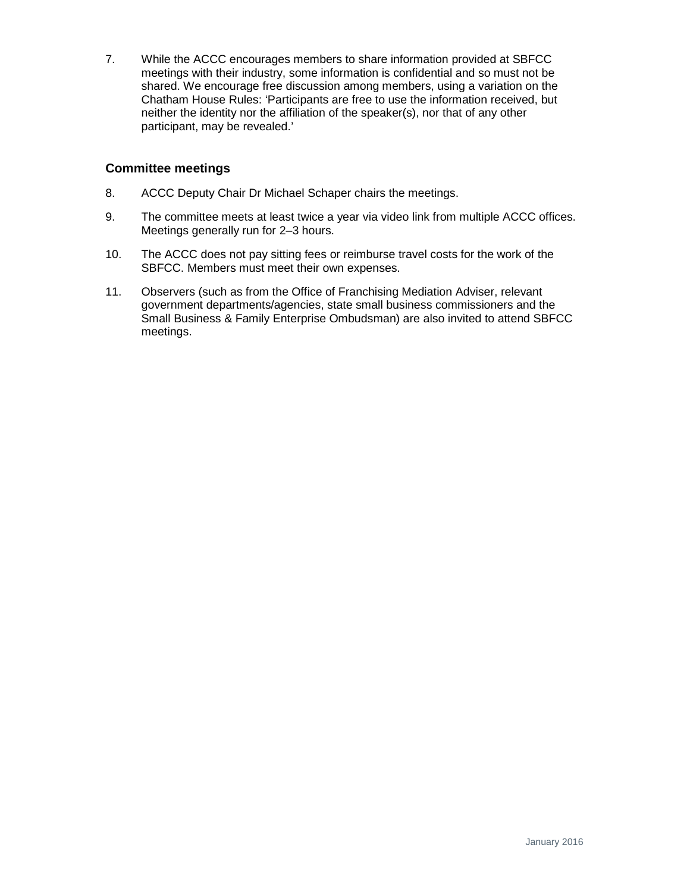7. While the ACCC encourages members to share information provided at SBFCC meetings with their industry, some information is confidential and so must not be shared. We encourage free discussion among members, using a variation on the Chatham House Rules: 'Participants are free to use the information received, but neither the identity nor the affiliation of the speaker(s), nor that of any other participant, may be revealed.'

### Committee meetings

8. ACCC Deputy Chair Dr Michael Schaper chairs the meetings.

9. The committee meets at least twice a year via video link from multiple ACCC offices. Meetings generally run for 2–3 hours.

10. The ACCC does not pay sitting fees or reimburse travel costs for the work of the SBFCC. Members must meet their own expenses.

11. Observers (such as from the Office of Franchising Mediation Adviser, relevant government departments/agencies, state small business commissioners and the Small Business & Family Enterprise Ombudsman) are also invited to attend SBFCC meetings.

January 2016